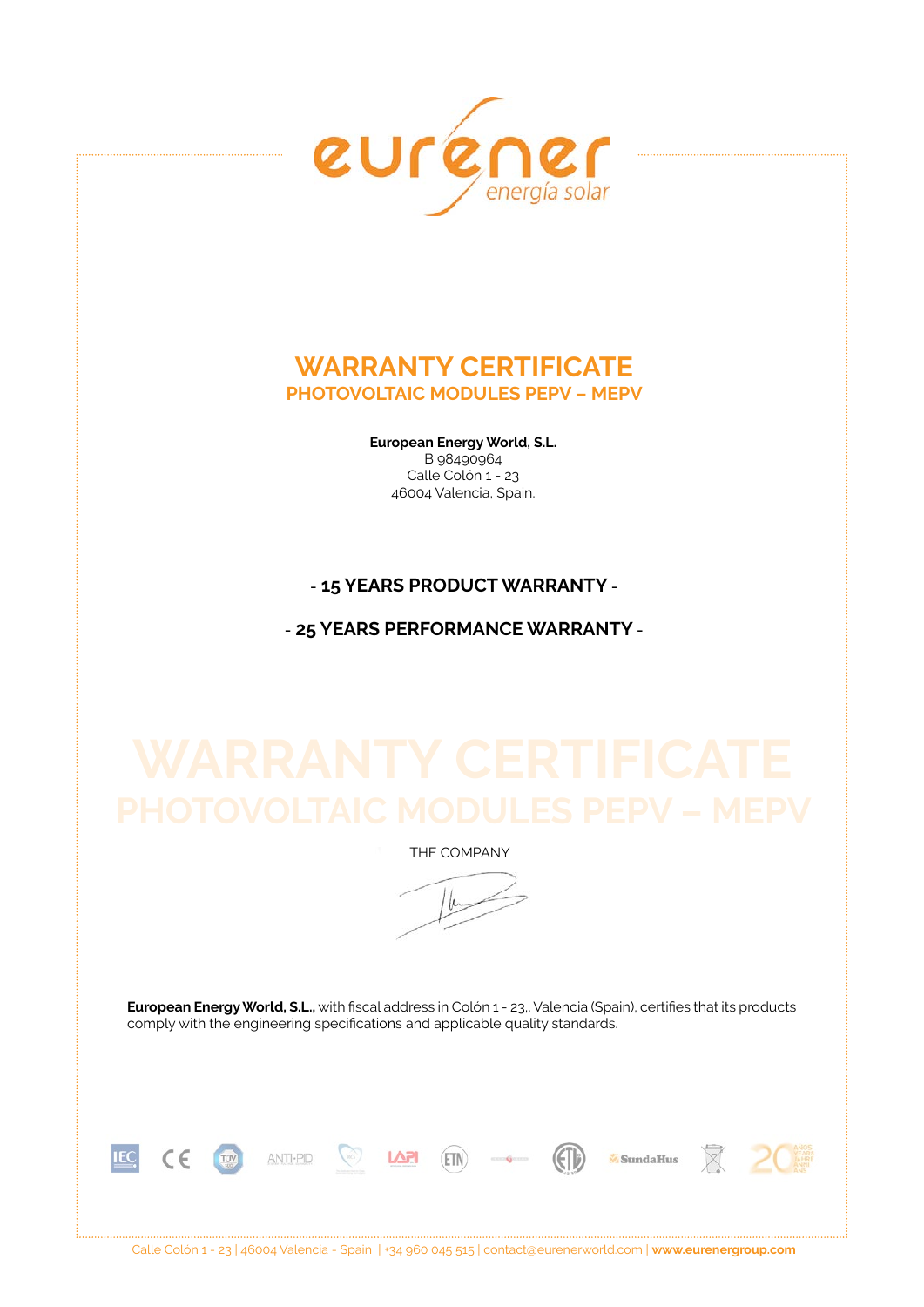eurener
energía solar

# WARRANTY CERTIFICATE

## PHOTOVOLTAIC MODULES PEPV – MEPV

**European Energy World, S.L.**
B 98490964
Calle Colón 1 - 23
46004 Valencia, Spain.

- **15 YEARS PRODUCT WARRANTY** -

- **25 YEARS PERFORMANCE WARRANTY** -

THE COMPANY

**European Energy World, S.L.,** with fiscal address in Colón 1 - 23,. Valencia (Spain), certifies that its products comply with the engineering specifications and applicable quality standards.

Calle Colón 1 - 23 | 46004 Valencia - Spain | +34 960 045 515 | contact@eurenerworld.com | **www.eurenergroup.com**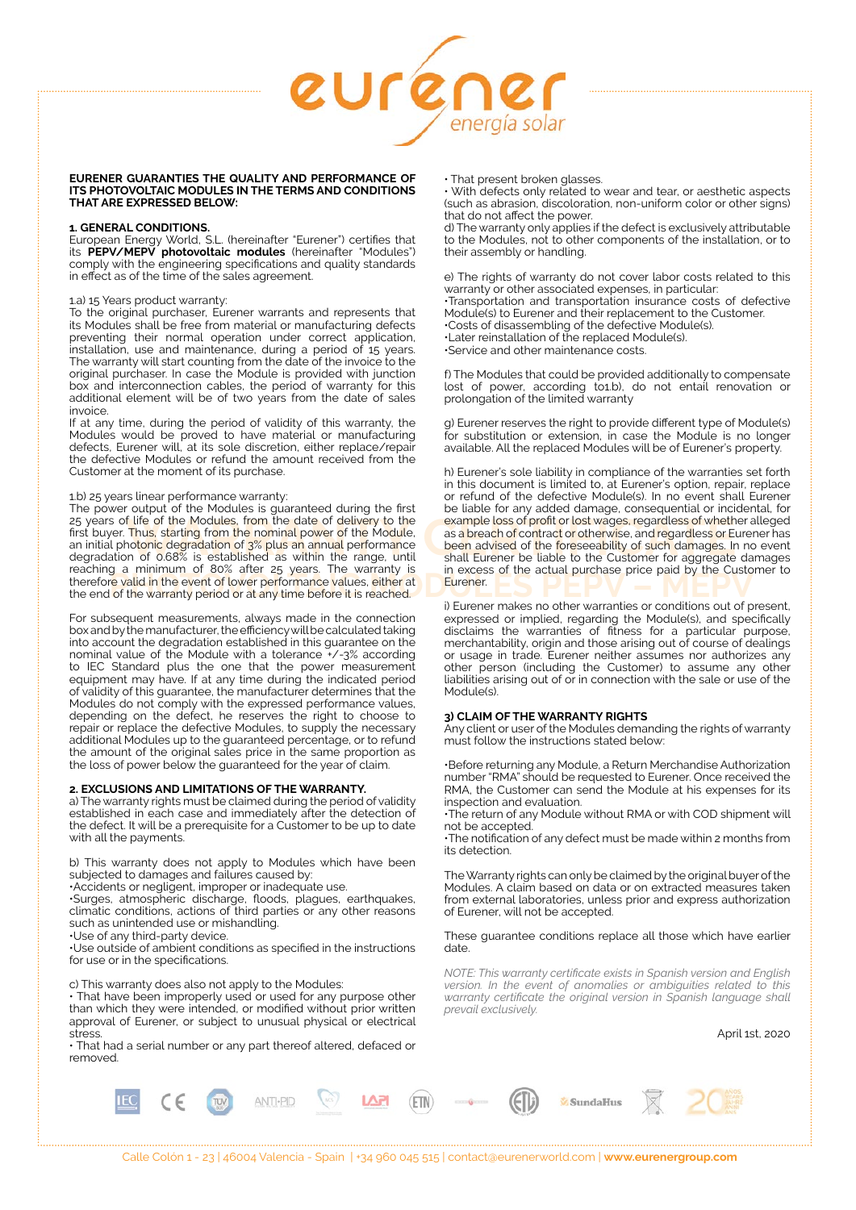**EURENER GUARANTIES THE QUALITY AND PERFORMANCE OF ITS PHOTOVOLTAIC MODULES IN THE TERMS AND CONDITIONS THAT ARE EXPRESSED BELOW:**

## 1. GENERAL CONDITIONS.

European Energy World, S.L. (hereinafter "Eurener") certifies that its **PEPV/MEPV photovoltaic modules** (hereinafter "Modules") comply with the engineering specifications and quality standards in effect as of the time of the sales agreement.

1.a) 15 Years product warranty:
To the original purchaser, Eurener warrants and represents that its Modules shall be free from material or manufacturing defects preventing their normal operation under correct application, installation, use and maintenance, during a period of 15 years. The warranty will start counting from the date of the invoice to the original purchaser. In case the Module is provided with junction box and interconnection cables, the period of warranty for this additional element will be of two years from the date of sales invoice.
If at any time, during the period of validity of this warranty, the Modules would be proved to have material or manufacturing defects, Eurener will, at its sole discretion, either replace/repair the defective Modules or refund the amount received from the Customer at the moment of its purchase.

1.b) 25 years linear performance warranty:
The power output of the Modules is guaranteed during the first 25 years of life of the Modules, from the date of delivery to the first buyer. Thus, starting from the nominal power of the Module, an initial photonic degradation of 3% plus an annual performance degradation of 0.68% is established as within the range, until reaching a minimum of 80% after 25 years. The warranty is therefore valid in the event of lower performance values, either at the end of the warranty period or at any time before it is reached.

For subsequent measurements, always made in the connection box and by the manufacturer, the efficiency will be calculated taking into account the degradation established in this guarantee on the nominal value of the Module with a tolerance +/-3% according to IEC Standard plus the one that the power measurement equipment may have. If at any time during the indicated period of validity of this guarantee, the manufacturer determines that the Modules do not comply with the expressed performance values, depending on the defect, he reserves the right to choose to repair or replace the defective Modules, to supply the necessary additional Modules up to the guaranteed percentage, or to refund the amount of the original sales price in the same proportion as the loss of power below the guaranteed for the year of claim.

## 2. EXCLUSIONS AND LIMITATIONS OF THE WARRANTY.

a) The warranty rights must be claimed during the period of validity established in each case and immediately after the detection of the defect. It will be a prerequisite for a Customer to be up to date with all the payments.

b) This warranty does not apply to Modules which have been subjected to damages and failures caused by:
- Accidents or negligent, improper or inadequate use.
- Surges, atmospheric discharge, floods, plagues, earthquakes, climatic conditions, actions of third parties or any other reasons such as unintended use or mishandling.
- Use of any third-party device.
- Use outside of ambient conditions as specified in the instructions for use or in the specifications.

c) This warranty does also not apply to the Modules:
- That have been improperly used or used for any purpose other than which they were intended, or modified without prior written approval of Eurener, or subject to unusual physical or electrical stress.
- That had a serial number or any part thereof altered, defaced or removed.
- That present broken glasses.
- With defects only related to wear and tear, or aesthetic aspects (such as abrasion, discoloration, non-uniform color or other signs) that do not affect the power.

d) The warranty only applies if the defect is exclusively attributable to the Modules, not to other components of the installation, or to their assembly or handling.

e) The rights of warranty do not cover labor costs related to this warranty or other associated expenses, in particular:
- Transportation and transportation insurance costs of defective Module(s) to Eurener and their replacement to the Customer.
- Costs of disassembling of the defective Module(s).
- Later reinstallation of the replaced Module(s).
- Service and other maintenance costs.

f) The Modules that could be provided additionally to compensate lost of power, according to1.b), do not entail renovation or prolongation of the limited warranty

g) Eurener reserves the right to provide different type of Module(s) for substitution or extension, in case the Module is no longer available. All the replaced Modules will be of Eurener's property.

h) Eurener's sole liability in compliance of the warranties set forth in this document is limited to, at Eurener's option, repair, replace or refund of the defective Module(s). In no event shall Eurener be liable for any added damage, consequential or incidental, for example loss of profit or lost wages, regardless of whether alleged as a breach of contract or otherwise, and regardless or Eurener has been advised of the foreseeability of such damages. In no event shall Eurener be liable to the Customer for aggregate damages in excess of the actual purchase price paid by the Customer to Eurener.

i) Eurener makes no other warranties or conditions out of present, expressed or implied, regarding the Module(s), and specifically disclaims the warranties of fitness for a particular purpose, merchantability, origin and those arising out of course of dealings or usage in trade. Eurener neither assumes nor authorizes any other person (including the Customer) to assume any other liabilities arising out of or in connection with the sale or use of the Module(s).

## 3) CLAIM OF THE WARRANTY RIGHTS

Any client or user of the Modules demanding the rights of warranty must follow the instructions stated below:

- Before returning any Module, a Return Merchandise Authorization number "RMA" should be requested to Eurener. Once received the RMA, the Customer can send the Module at his expenses for its inspection and evaluation.
- The return of any Module without RMA or with COD shipment will not be accepted.
- The notification of any defect must be made within 2 months from its detection.

The Warranty rights can only be claimed by the original buyer of the Modules. A claim based on data or on extracted measures taken from external laboratories, unless prior and express authorization of Eurener, will not be accepted.

These guarantee conditions replace all those which have earlier date.

*NOTE: This warranty certificate exists in Spanish version and English version. In the event of anomalies or ambiguities related to this warranty certificate the original version in Spanish language shall prevail exclusively.*

April 1st, 2020

Calle Colón 1 - 23 | 46004 Valencia - Spain | +34 960 045 515 | contact@eurenerworld.com | **www.eurenergroup.com**